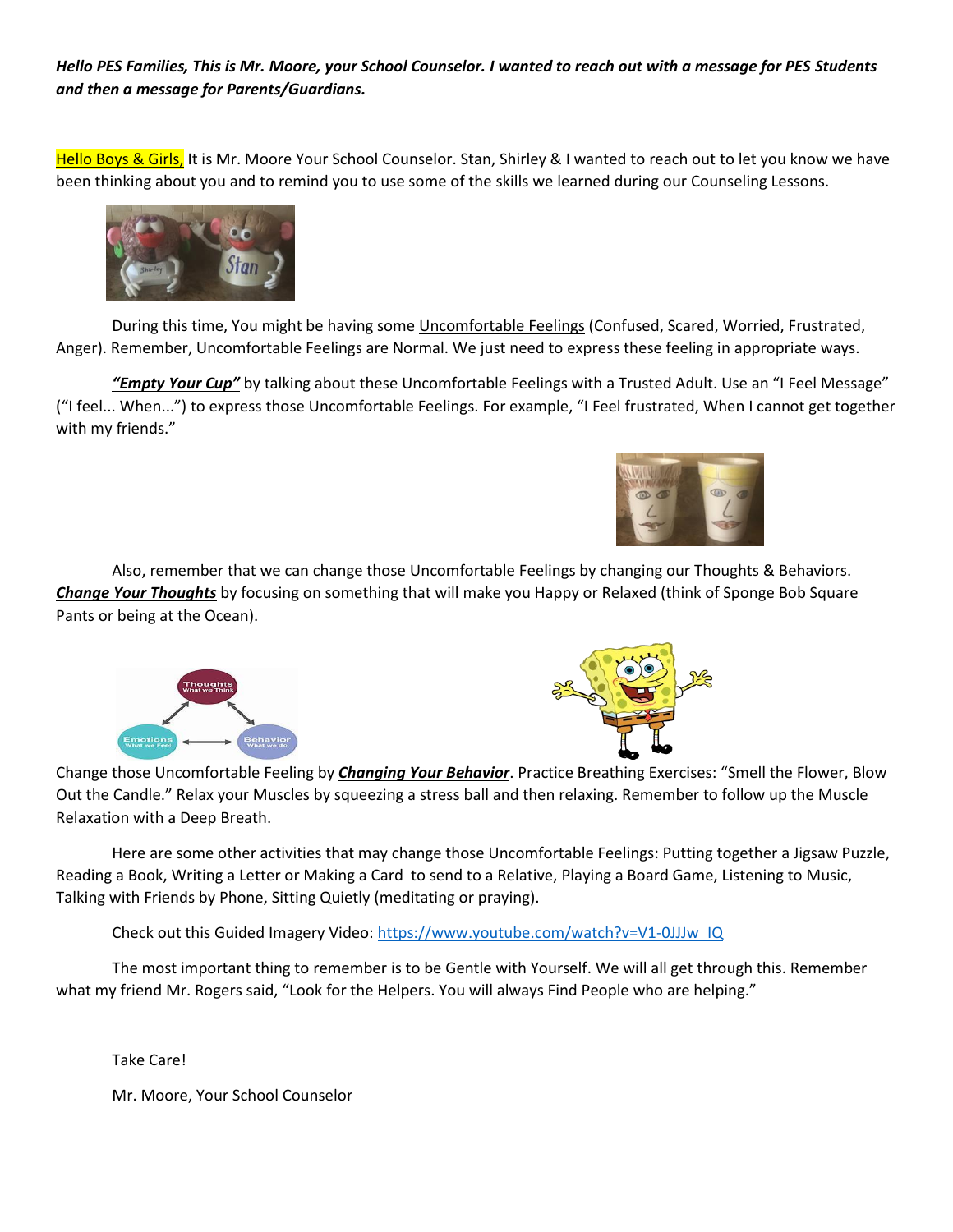***Hello PES Families, This is Mr. Moore, your School Counselor. I wanted to reach out with a message for PES Students and then a message for Parents/Guardians.***

Hello Boys & Girls, It is Mr. Moore Your School Counselor. Stan, Shirley & I wanted to reach out to let you know we have been thinking about you and to remind you to use some of the skills we learned during our Counseling Lessons.

During this time, You might be having some Uncomfortable Feelings (Confused, Scared, Worried, Frustrated, Anger). Remember, Uncomfortable Feelings are Normal. We just need to express these feeling in appropriate ways.

***"Empty Your Cup"*** by talking about these Uncomfortable Feelings with a Trusted Adult. Use an "I Feel Message" ("I feel... When...") to express those Uncomfortable Feelings. For example, "I Feel frustrated, When I cannot get together with my friends."

Also, remember that we can change those Uncomfortable Feelings by changing our Thoughts & Behaviors. ***Change Your Thoughts*** by focusing on something that will make you Happy or Relaxed (think of Sponge Bob Square Pants or being at the Ocean).

Change those Uncomfortable Feeling by ***Changing Your Behavior***. Practice Breathing Exercises: "Smell the Flower, Blow Out the Candle." Relax your Muscles by squeezing a stress ball and then relaxing. Remember to follow up the Muscle Relaxation with a Deep Breath.

Here are some other activities that may change those Uncomfortable Feelings: Putting together a Jigsaw Puzzle, Reading a Book, Writing a Letter or Making a Card to send to a Relative, Playing a Board Game, Listening to Music, Talking with Friends by Phone, Sitting Quietly (meditating or praying).

Check out this Guided Imagery Video: https://www.youtube.com/watch?v=V1-0JJJw_IQ

The most important thing to remember is to be Gentle with Yourself. We will all get through this. Remember what my friend Mr. Rogers said, "Look for the Helpers. You will always Find People who are helping."

Take Care!

Mr. Moore, Your School Counselor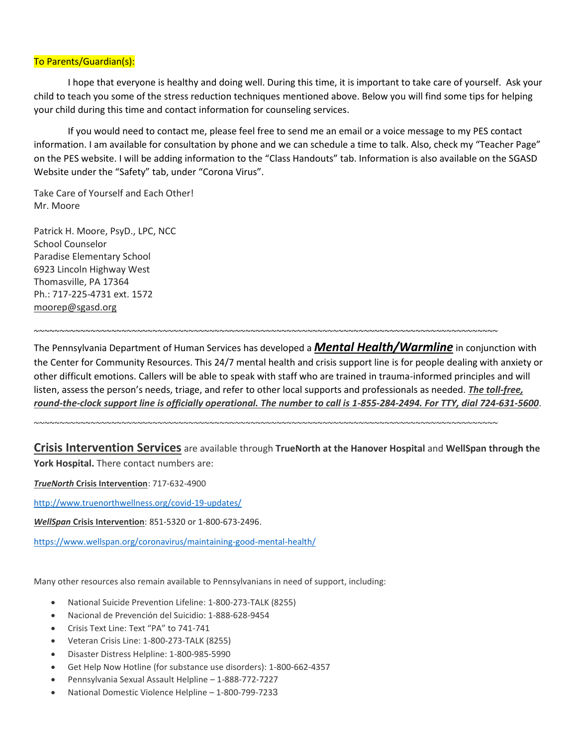To Parents/Guardian(s):

I hope that everyone is healthy and doing well. During this time, it is important to take care of yourself. Ask your child to teach you some of the stress reduction techniques mentioned above. Below you will find some tips for helping your child during this time and contact information for counseling services.

If you would need to contact me, please feel free to send me an email or a voice message to my PES contact information. I am available for consultation by phone and we can schedule a time to talk. Also, check my "Teacher Page" on the PES website. I will be adding information to the "Class Handouts" tab. Information is also available on the SGASD Website under the "Safety" tab, under "Corona Virus".

Take Care of Yourself and Each Other!
Mr. Moore

Patrick H. Moore, PsyD., LPC, NCC
School Counselor
Paradise Elementary School
6923 Lincoln Highway West
Thomasville, PA 17364
Ph.: 717-225-4731 ext. 1572
moorep@sgasd.org

~~~~~~~~~~~~~~~~~~~~~~~~~~~~~~~~~~~~~~~~~~~~~~~~~~~~~~~~~~~~~~~~~~~~~~~~~~~~~~~~~~~~~~~~~~~~~~~~

The Pennsylvania Department of Human Services has developed a ***Mental Health/Warmline*** in conjunction with the Center for Community Resources. This 24/7 mental health and crisis support line is for people dealing with anxiety or other difficult emotions. Callers will be able to speak with staff who are trained in trauma-informed principles and will listen, assess the person's needs, triage, and refer to other local supports and professionals as needed. ***The toll-free, round-the-clock support line is officially operational. The number to call is 1-855-284-2494. For TTY, dial 724-631-5600***.

~~~~~~~~~~~~~~~~~~~~~~~~~~~~~~~~~~~~~~~~~~~~~~~~~~~~~~~~~~~~~~~~~~~~~~~~~~~~~~~~~~~~~~~~~~~~~~~~

**Crisis Intervention Services** are available through **TrueNorth at the Hanover Hospital** and **WellSpan through the York Hospital.** There contact numbers are:

***TrueNorth* Crisis Intervention**: 717-632-4900

http://www.truenorthwellness.org/covid-19-updates/

***WellSpan* Crisis Intervention**: 851-5320 or 1-800-673-2496.

https://www.wellspan.org/coronavirus/maintaining-good-mental-health/

Many other resources also remain available to Pennsylvanians in need of support, including:

- National Suicide Prevention Lifeline: 1-800-273-TALK (8255)
- Nacional de Prevención del Suicidio: 1-888-628-9454
- Crisis Text Line: Text "PA" to 741-741
- Veteran Crisis Line: 1-800-273-TALK (8255)
- Disaster Distress Helpline: 1-800-985-5990
- Get Help Now Hotline (for substance use disorders): 1-800-662-4357
- Pennsylvania Sexual Assault Helpline – 1-888-772-7227
- National Domestic Violence Helpline – 1-800-799-7233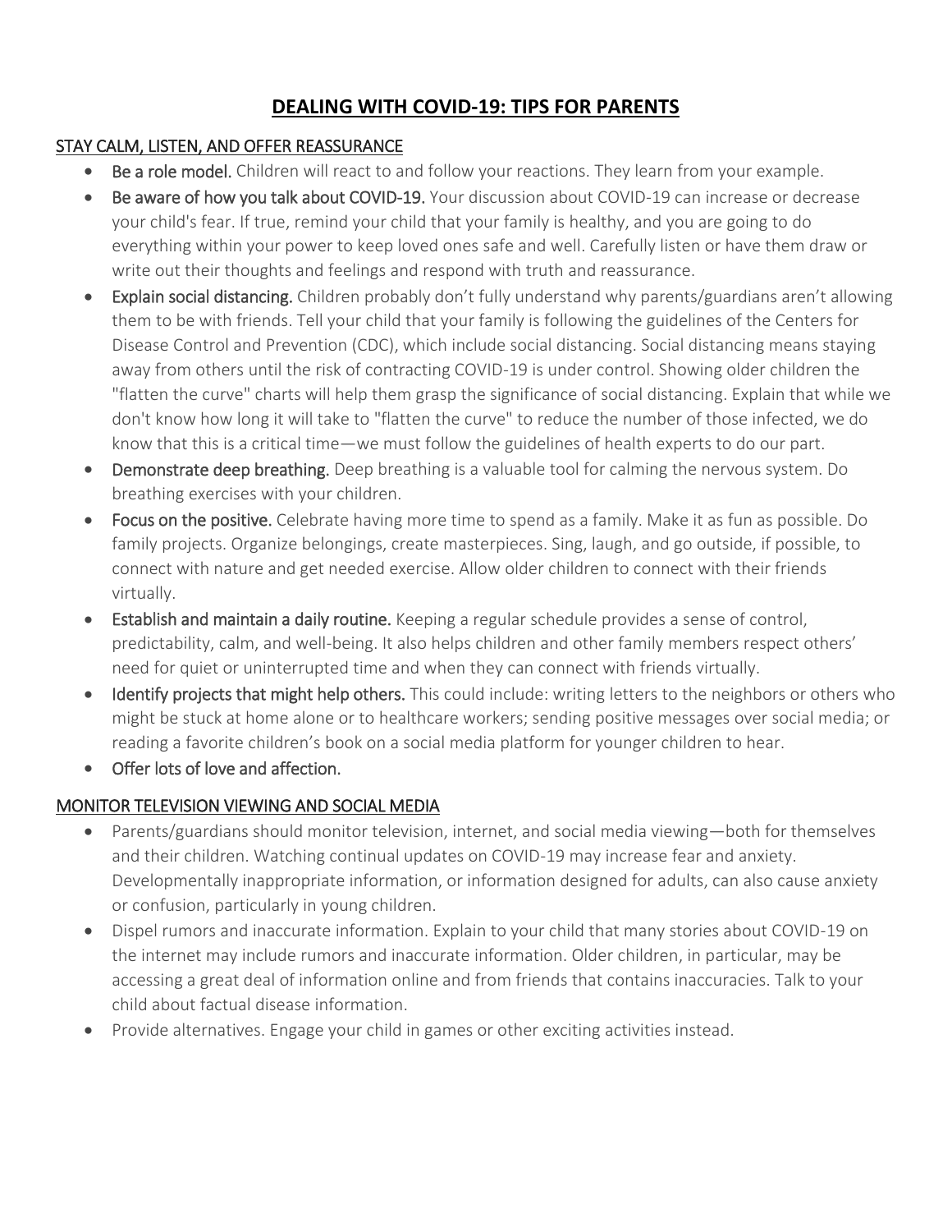# DEALING WITH COVID-19: TIPS FOR PARENTS

## STAY CALM, LISTEN, AND OFFER REASSURANCE

- **Be a role model.** Children will react to and follow your reactions. They learn from your example.
- **Be aware of how you talk about COVID-19.** Your discussion about COVID-19 can increase or decrease your child's fear. If true, remind your child that your family is healthy, and you are going to do everything within your power to keep loved ones safe and well. Carefully listen or have them draw or write out their thoughts and feelings and respond with truth and reassurance.
- **Explain social distancing.** Children probably don't fully understand why parents/guardians aren't allowing them to be with friends. Tell your child that your family is following the guidelines of the Centers for Disease Control and Prevention (CDC), which include social distancing. Social distancing means staying away from others until the risk of contracting COVID-19 is under control. Showing older children the "flatten the curve" charts will help them grasp the significance of social distancing. Explain that while we don't know how long it will take to "flatten the curve" to reduce the number of those infected, we do know that this is a critical time—we must follow the guidelines of health experts to do our part.
- **Demonstrate deep breathing.** Deep breathing is a valuable tool for calming the nervous system. Do breathing exercises with your children.
- **Focus on the positive.** Celebrate having more time to spend as a family. Make it as fun as possible. Do family projects. Organize belongings, create masterpieces. Sing, laugh, and go outside, if possible, to connect with nature and get needed exercise. Allow older children to connect with their friends virtually.
- **Establish and maintain a daily routine.** Keeping a regular schedule provides a sense of control, predictability, calm, and well-being. It also helps children and other family members respect others' need for quiet or uninterrupted time and when they can connect with friends virtually.
- **Identify projects that might help others.** This could include: writing letters to the neighbors or others who might be stuck at home alone or to healthcare workers; sending positive messages over social media; or reading a favorite children's book on a social media platform for younger children to hear.
- **Offer lots of love and affection.**

## MONITOR TELEVISION VIEWING AND SOCIAL MEDIA

- Parents/guardians should monitor television, internet, and social media viewing—both for themselves and their children. Watching continual updates on COVID-19 may increase fear and anxiety. Developmentally inappropriate information, or information designed for adults, can also cause anxiety or confusion, particularly in young children.
- Dispel rumors and inaccurate information. Explain to your child that many stories about COVID-19 on the internet may include rumors and inaccurate information. Older children, in particular, may be accessing a great deal of information online and from friends that contains inaccuracies. Talk to your child about factual disease information.
- Provide alternatives. Engage your child in games or other exciting activities instead.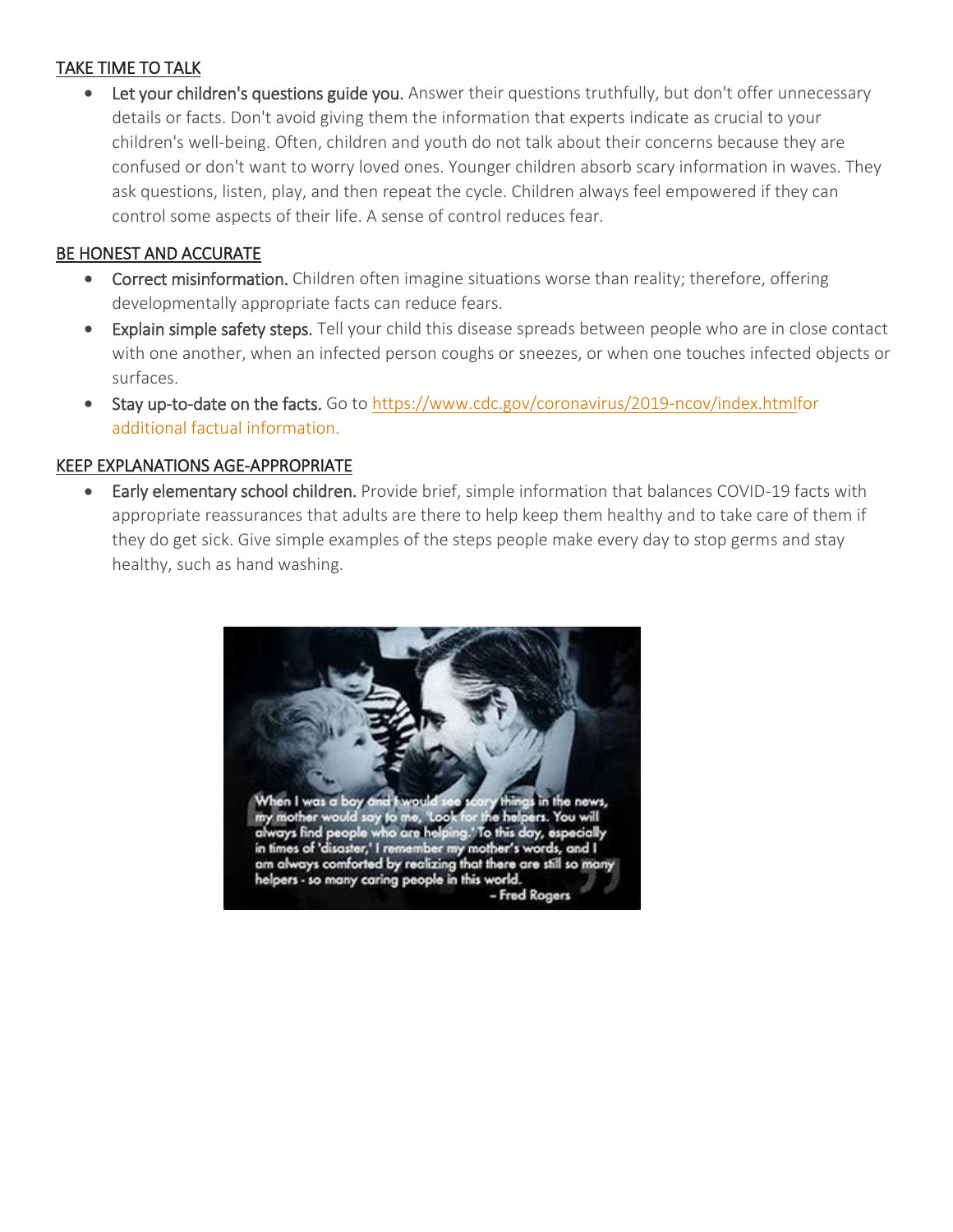## TAKE TIME TO TALK

- **Let your children's questions guide you.** Answer their questions truthfully, but don't offer unnecessary details or facts. Don't avoid giving them the information that experts indicate as crucial to your children's well-being. Often, children and youth do not talk about their concerns because they are confused or don't want to worry loved ones. Younger children absorb scary information in waves. They ask questions, listen, play, and then repeat the cycle. Children always feel empowered if they can control some aspects of their life. A sense of control reduces fear.

## BE HONEST AND ACCURATE

- **Correct misinformation.** Children often imagine situations worse than reality; therefore, offering developmentally appropriate facts can reduce fears.
- **Explain simple safety steps.** Tell your child this disease spreads between people who are in close contact with one another, when an infected person coughs or sneezes, or when one touches infected objects or surfaces.
- **Stay up-to-date on the facts.** Go to https://www.cdc.gov/coronavirus/2019-ncov/index.htmlfor additional factual information.

## KEEP EXPLANATIONS AGE-APPROPRIATE

- **Early elementary school children.** Provide brief, simple information that balances COVID-19 facts with appropriate reassurances that adults are there to help keep them healthy and to take care of them if they do get sick. Give simple examples of the steps people make every day to stop germs and stay healthy, such as hand washing.

"When I was a boy and I would see scary things in the news, my mother would say to me, 'Look for the helpers. You will always find people who are helping.' To this day, especially in times of 'disaster,' I remember my mother's words, and I am always comforted by realizing that there are still so many helpers - so many caring people in this world."
– Fred Rogers